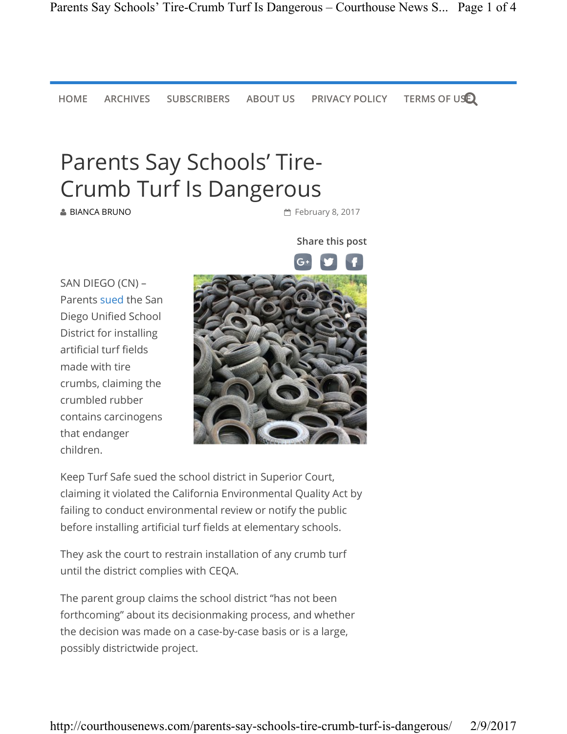HOME ARCHIVES SUBSCRIBERS ABOUT US PRIVACY POLICY TERMS OF USE

# Parents Say Schools' Tire-Crumb Turf Is Dangerous

BIANCA BRUNO February 8, 2017

Share this post

SAN DIEGO (CN) – Parents sued the San Diego Unified School District for installing artificial turf fields made with tire crumbs, claiming the crumbled rubber contains carcinogens that endanger children.

Keep Turf Safe sued the school district in Superior Court, claiming it violated the California Environmental Quality Act by failing to conduct environmental review or notify the public before installing artificial turf fields at elementary schools.

They ask the court to restrain installation of any crumb turf until the district complies with CEQA.

The parent group claims the school district "has not been forthcoming" about its decisionmaking process, and whether the decision was made on a case-by-case basis or is a large, possibly districtwide project.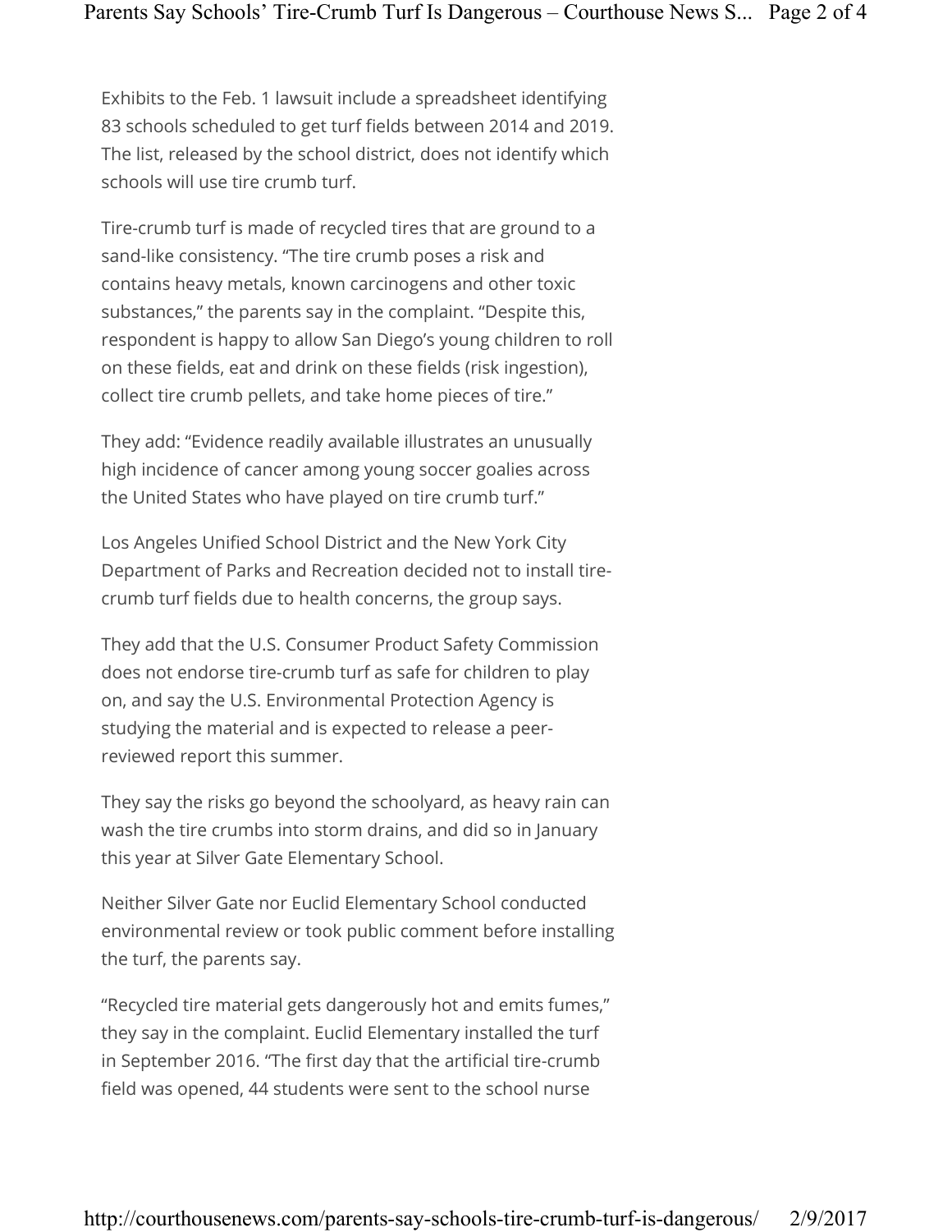Exhibits to the Feb. 1 lawsuit include a spreadsheet identifying 83 schools scheduled to get turf fields between 2014 and 2019. The list, released by the school district, does not identify which schools will use tire crumb turf.

Tire-crumb turf is made of recycled tires that are ground to a sand-like consistency. "The tire crumb poses a risk and contains heavy metals, known carcinogens and other toxic substances," the parents say in the complaint. "Despite this, respondent is happy to allow San Diego's young children to roll on these fields, eat and drink on these fields (risk ingestion), collect tire crumb pellets, and take home pieces of tire."

They add: "Evidence readily available illustrates an unusually high incidence of cancer among young soccer goalies across the United States who have played on tire crumb turf."

Los Angeles Unified School District and the New York City Department of Parks and Recreation decided not to install tire-crumb turf fields due to health concerns, the group says.

They add that the U.S. Consumer Product Safety Commission does not endorse tire-crumb turf as safe for children to play on, and say the U.S. Environmental Protection Agency is studying the material and is expected to release a peer-reviewed report this summer.

They say the risks go beyond the schoolyard, as heavy rain can wash the tire crumbs into storm drains, and did so in January this year at Silver Gate Elementary School.

Neither Silver Gate nor Euclid Elementary School conducted environmental review or took public comment before installing the turf, the parents say.

"Recycled tire material gets dangerously hot and emits fumes," they say in the complaint. Euclid Elementary installed the turf in September 2016. "The first day that the artificial tire-crumb field was opened, 44 students were sent to the school nurse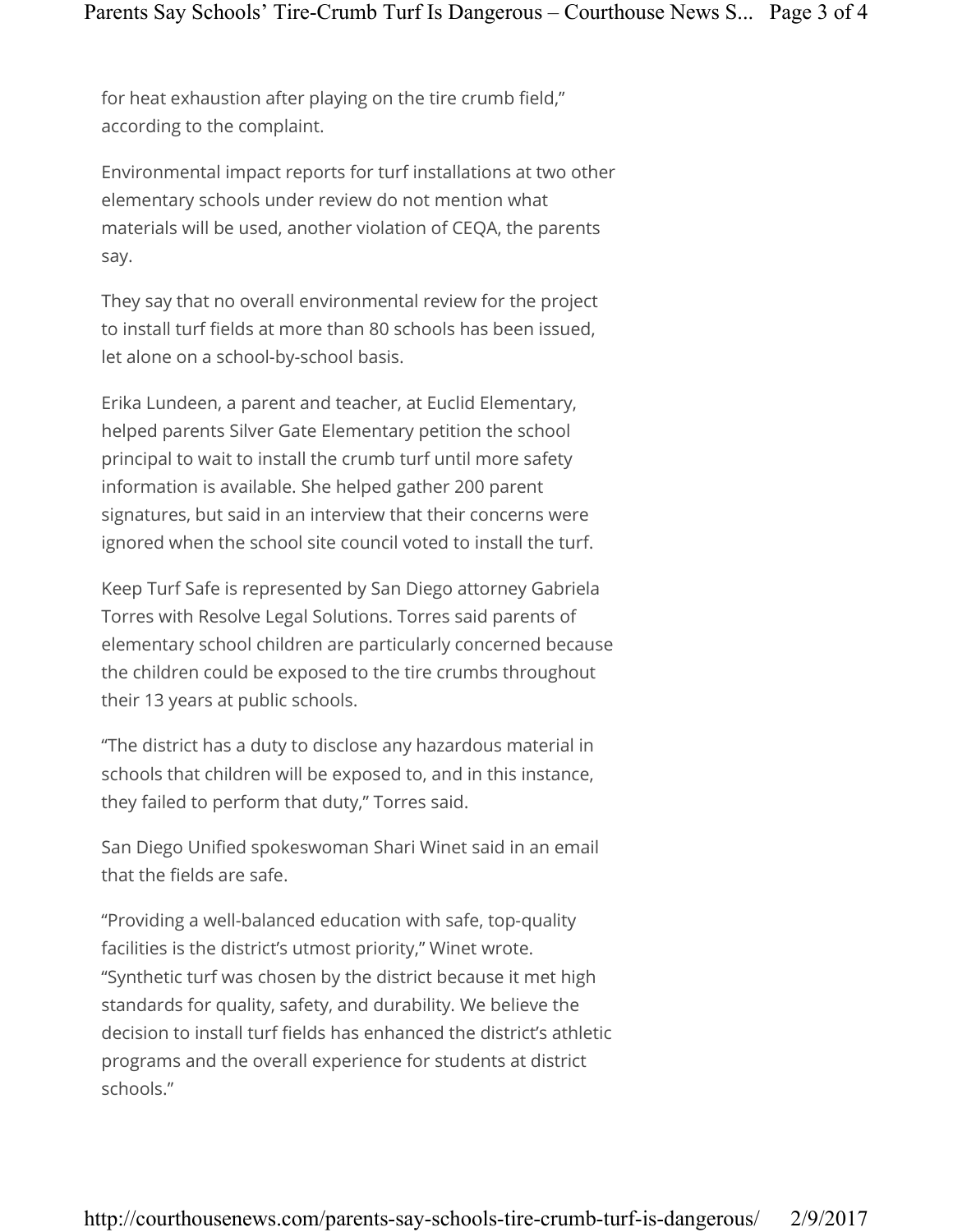for heat exhaustion after playing on the tire crumb field," according to the complaint.

Environmental impact reports for turf installations at two other elementary schools under review do not mention what materials will be used, another violation of CEQA, the parents say.

They say that no overall environmental review for the project to install turf fields at more than 80 schools has been issued, let alone on a school-by-school basis.

Erika Lundeen, a parent and teacher, at Euclid Elementary, helped parents Silver Gate Elementary petition the school principal to wait to install the crumb turf until more safety information is available. She helped gather 200 parent signatures, but said in an interview that their concerns were ignored when the school site council voted to install the turf.

Keep Turf Safe is represented by San Diego attorney Gabriela Torres with Resolve Legal Solutions. Torres said parents of elementary school children are particularly concerned because the children could be exposed to the tire crumbs throughout their 13 years at public schools.

"The district has a duty to disclose any hazardous material in schools that children will be exposed to, and in this instance, they failed to perform that duty," Torres said.

San Diego Unified spokeswoman Shari Winet said in an email that the fields are safe.

"Providing a well-balanced education with safe, top-quality facilities is the district's utmost priority," Winet wrote. "Synthetic turf was chosen by the district because it met high standards for quality, safety, and durability. We believe the decision to install turf fields has enhanced the district's athletic programs and the overall experience for students at district schools."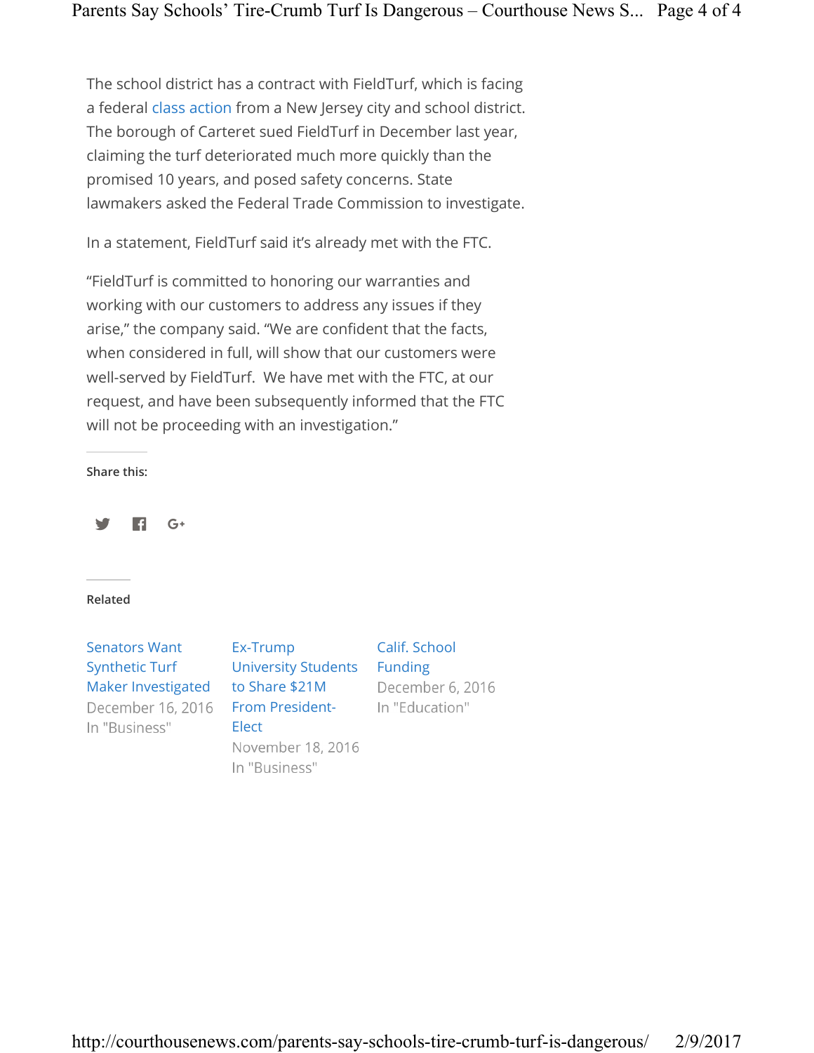The school district has a contract with FieldTurf, which is facing a federal class action from a New Jersey city and school district. The borough of Carteret sued FieldTurf in December last year, claiming the turf deteriorated much more quickly than the promised 10 years, and posed safety concerns. State lawmakers asked the Federal Trade Commission to investigate.

In a statement, FieldTurf said it's already met with the FTC.

"FieldTurf is committed to honoring our warranties and working with our customers to address any issues if they arise," the company said. "We are confident that the facts, when considered in full, will show that our customers were well-served by FieldTurf. We have met with the FTC, at our request, and have been subsequently informed that the FTC will not be proceeding with an investigation."

**Share this:**

**Related**

Senators Want Synthetic Turf Maker Investigated
December 16, 2016
In "Business"

Ex-Trump University Students to Share $21M From President-Elect
November 18, 2016
In "Business"

Calif. School Funding
December 6, 2016
In "Education"